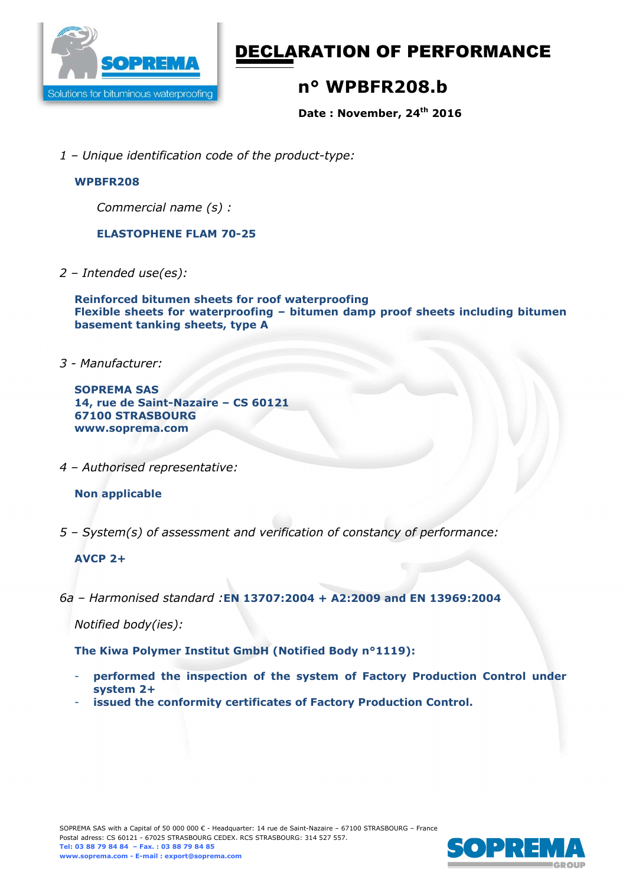# DECLARATION OF PERFORMANCE

## n° WPBFR208.b

**Date : November, 24th 2016**

*1 – Unique identification code of the product-type:*

**WPBFR208**

*Commercial name (s) :*

**ELASTOPHENE FLAM 70-25**

*2 – Intended use(es):*

**Reinforced bitumen sheets for roof waterproofing**
**Flexible sheets for waterproofing – bitumen damp proof sheets including bitumen basement tanking sheets, type A**

*3 - Manufacturer:*

**SOPREMA SAS**
**14, rue de Saint-Nazaire – CS 60121**
**67100 STRASBOURG**
**www.soprema.com**

*4 – Authorised representative:*

**Non applicable**

*5 – System(s) of assessment and verification of constancy of performance:*

**AVCP 2+**

*6a – Harmonised standard :* **EN 13707:2004 + A2:2009 and EN 13969:2004**

*Notified body(ies):*

**The Kiwa Polymer Institut GmbH (Notified Body n°1119):**

- **performed the inspection of the system of Factory Production Control under system 2+**
- **issued the conformity certificates of Factory Production Control.**

SOPREMA SAS with a Capital of 50 000 000 € - Headquarter: 14 rue de Saint-Nazaire – 67100 STRASBOURG – France
Postal adress: CS 60121 - 67025 STRASBOURG CEDEX. RCS STRASBOURG: 314 527 557.
**Tel: 03 88 79 84 84 – Fax. : 03 88 79 84 85**
**www.soprema.com - E-mail : export@soprema.com**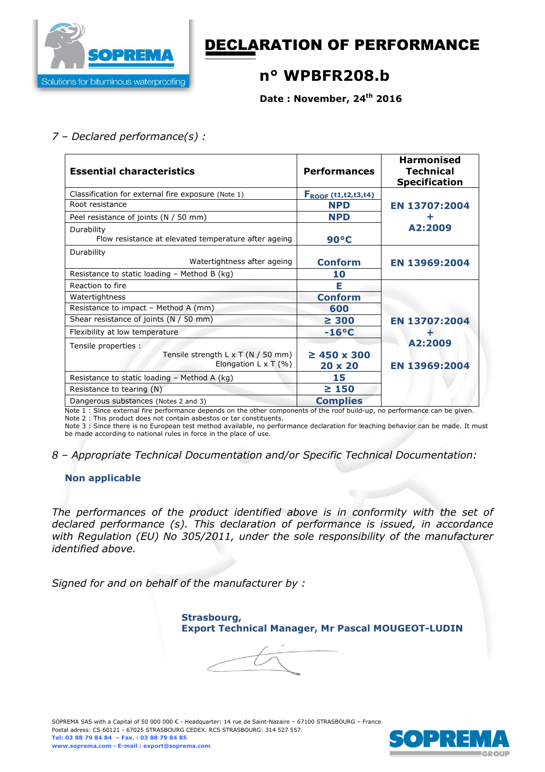# DECLARATION OF PERFORMANCE

## n° WPBFR208.b

**Date : November, 24th 2016**

*7 – Declared performance(s) :*

| Essential characteristics | Performances | Harmonised Technical Specification |
|---|---|---|
| Classification for external fire exposure (Note 1) | $F_{ROOF}$ (t1,t2,t3,t4) | EN 13707:2004 + A2:2009 |
| Root resistance | NPD | |
| Peel resistance of joints (N / 50 mm) | NPD | |
| Durability<br>Flow resistance at elevated temperature after ageing | 90°C | |
| Durability<br>Watertightness after ageing | Conform | EN 13969:2004 |
| Resistance to static loading – Method B (kg) | 10 | |
| Reaction to fire | E | EN 13707:2004 + A2:2009<br><br>EN 13969:2004 |
| Watertightness | Conform | |
| Resistance to impact – Method A (mm) | 600 | |
| Shear resistance of joints (N / 50 mm) | ≥ 300 | |
| Flexibility at low temperature | -16°C | |
| Tensile properties :<br>Tensile strength L x T (N / 50 mm)<br>Elongation L x T (%) | ≥ 450 x 300<br>20 x 20 | |
| Resistance to static loading – Method A (kg) | 15 | |
| Resistance to tearing (N) | ≥ 150 | |
| Dangerous substances (Notes 2 and 3) | Complies | |

Note 1 : Since external fire performance depends on the other components of the roof build-up, no performance can be given.
Note 2 : This product does not contain asbestos or tar constituents.
Note 3 : Since there is no European test method available, no performance declaration for leaching behavior can be made. It must be made according to national rules in force in the place of use.

*8 – Appropriate Technical Documentation and/or Specific Technical Documentation:*

**Non applicable**

*The performances of the product identified above is in conformity with the set of declared performance (s). This declaration of performance is issued, in accordance with Regulation (EU) No 305/2011, under the sole responsibility of the manufacturer identified above.*

*Signed for and on behalf of the manufacturer by :*

**Strasbourg,**
**Export Technical Manager, Mr Pascal MOUGEOT-LUDIN**

SOPREMA SAS with a Capital of 50 000 000 € - Headquarter: 14 rue de Saint-Nazaire – 67100 STRASBOURG – France
Postal adress: CS 60121 - 67025 STRASBOURG CEDEX. RCS STRASBOURG: 314 527 557.
**Tel: 03 88 79 84 84 – Fax. : 03 88 79 84 85**
**www.soprema.com - E-mail : export@soprema.com**